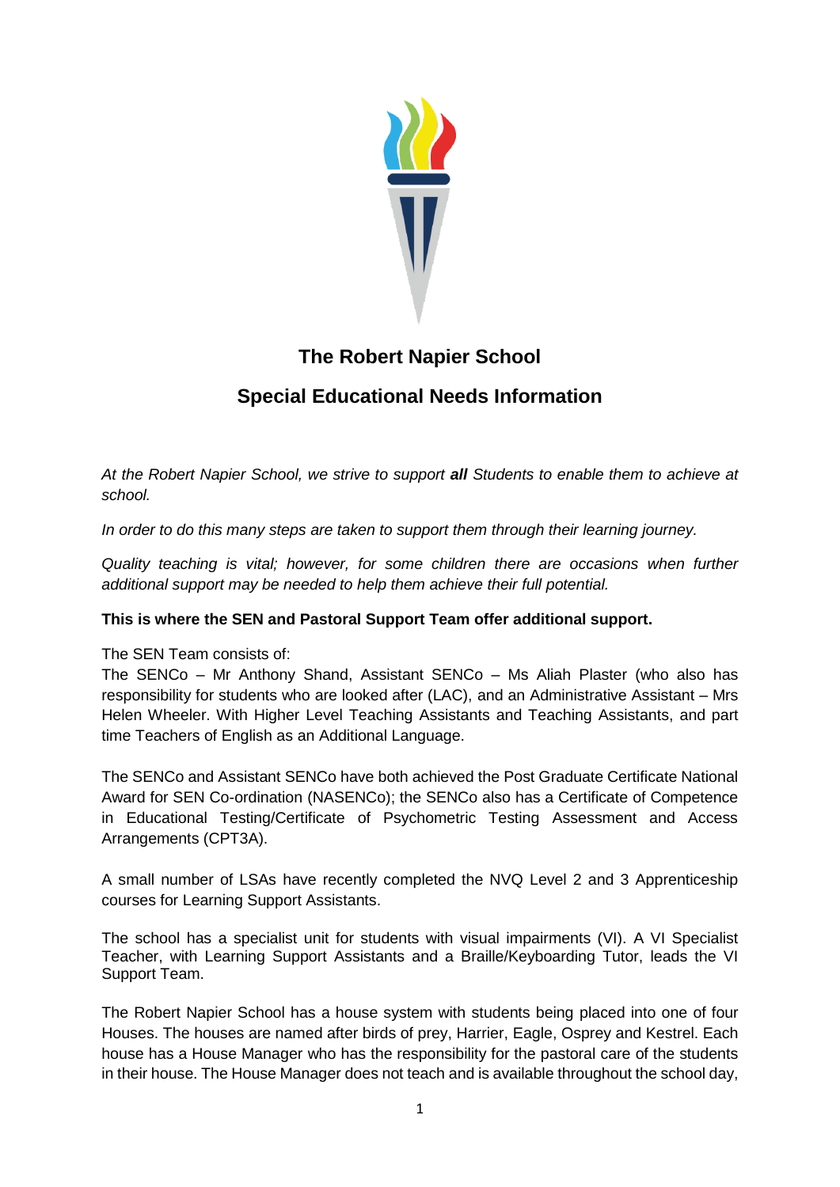# The Robert Napier School

## Special Educational Needs Information

*At the Robert Napier School, we strive to support* ***all*** *Students to enable them to achieve at school.*

*In order to do this many steps are taken to support them through their learning journey.*

*Quality teaching is vital; however, for some children there are occasions when further additional support may be needed to help them achieve their full potential.*

**This is where the SEN and Pastoral Support Team offer additional support.**

The SEN Team consists of:
The SENCo – Mr Anthony Shand, Assistant SENCo – Ms Aliah Plaster (who also has responsibility for students who are looked after (LAC), and an Administrative Assistant – Mrs Helen Wheeler. With Higher Level Teaching Assistants and Teaching Assistants, and part time Teachers of English as an Additional Language.

The SENCo and Assistant SENCo have both achieved the Post Graduate Certificate National Award for SEN Co-ordination (NASENCo); the SENCo also has a Certificate of Competence in Educational Testing/Certificate of Psychometric Testing Assessment and Access Arrangements (CPT3A).

A small number of LSAs have recently completed the NVQ Level 2 and 3 Apprenticeship courses for Learning Support Assistants.

The school has a specialist unit for students with visual impairments (VI). A VI Specialist Teacher, with Learning Support Assistants and a Braille/Keyboarding Tutor, leads the VI Support Team.

The Robert Napier School has a house system with students being placed into one of four Houses. The houses are named after birds of prey, Harrier, Eagle, Osprey and Kestrel. Each house has a House Manager who has the responsibility for the pastoral care of the students in their house. The House Manager does not teach and is available throughout the school day,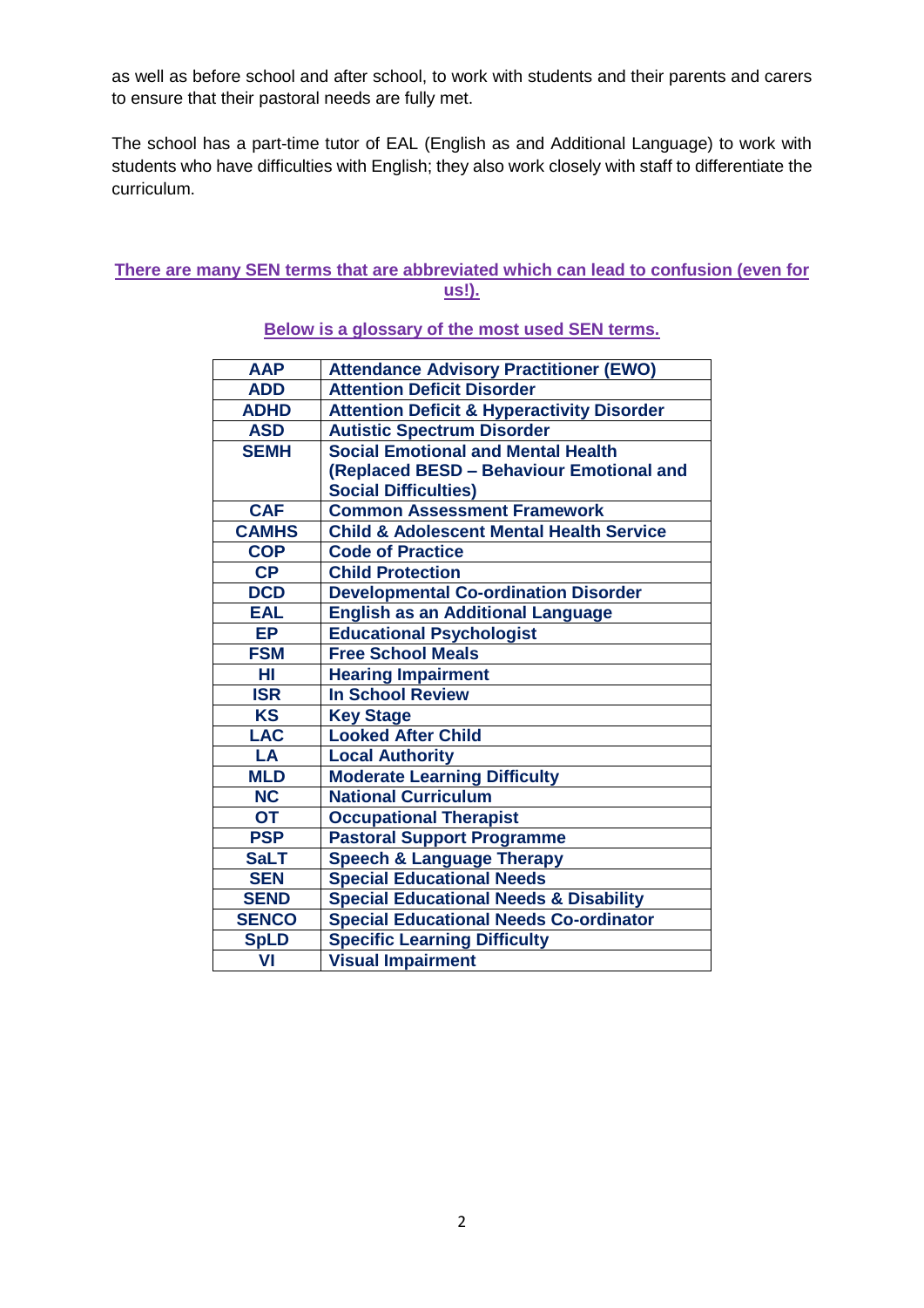as well as before school and after school, to work with students and their parents and carers to ensure that their pastoral needs are fully met.

The school has a part-time tutor of EAL (English as and Additional Language) to work with students who have difficulties with English; they also work closely with staff to differentiate the curriculum.

**There are many SEN terms that are abbreviated which can lead to confusion (even for us!).**

**Below is a glossary of the most used SEN terms.**

| | |
|---|---|
| **AAP** | **Attendance Advisory Practitioner (EWO)** |
| **ADD** | **Attention Deficit Disorder** |
| **ADHD** | **Attention Deficit & Hyperactivity Disorder** |
| **ASD** | **Autistic Spectrum Disorder** |
| **SEMH** | **Social Emotional and Mental Health (Replaced BESD – Behaviour Emotional and Social Difficulties)** |
| **CAF** | **Common Assessment Framework** |
| **CAMHS** | **Child & Adolescent Mental Health Service** |
| **COP** | **Code of Practice** |
| **CP** | **Child Protection** |
| **DCD** | **Developmental Co-ordination Disorder** |
| **EAL** | **English as an Additional Language** |
| **EP** | **Educational Psychologist** |
| **FSM** | **Free School Meals** |
| **HI** | **Hearing Impairment** |
| **ISR** | **In School Review** |
| **KS** | **Key Stage** |
| **LAC** | **Looked After Child** |
| **LA** | **Local Authority** |
| **MLD** | **Moderate Learning Difficulty** |
| **NC** | **National Curriculum** |
| **OT** | **Occupational Therapist** |
| **PSP** | **Pastoral Support Programme** |
| **SaLT** | **Speech & Language Therapy** |
| **SEN** | **Special Educational Needs** |
| **SEND** | **Special Educational Needs & Disability** |
| **SENCO** | **Special Educational Needs Co-ordinator** |
| **SpLD** | **Specific Learning Difficulty** |
| **VI** | **Visual Impairment** |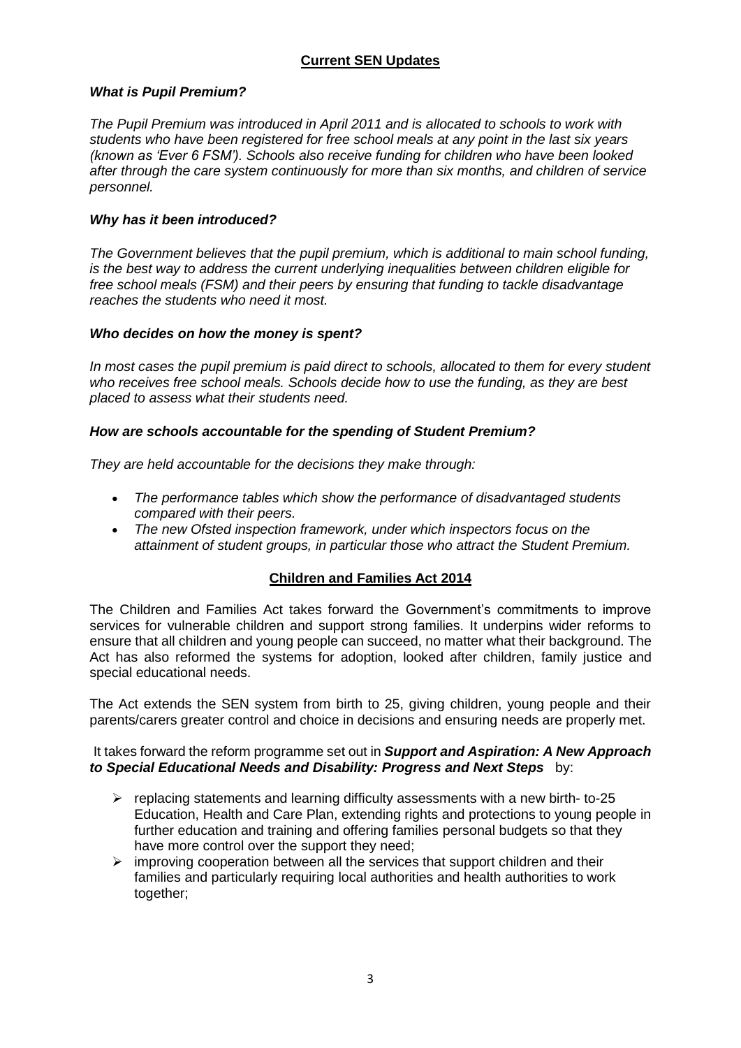## **Current SEN Updates**

***What is Pupil Premium?***

*The Pupil Premium was introduced in April 2011 and is allocated to schools to work with students who have been registered for free school meals at any point in the last six years (known as 'Ever 6 FSM'). Schools also receive funding for children who have been looked after through the care system continuously for more than six months, and children of service personnel.*

***Why has it been introduced?***

*The Government believes that the pupil premium, which is additional to main school funding, is the best way to address the current underlying inequalities between children eligible for free school meals (FSM) and their peers by ensuring that funding to tackle disadvantage reaches the students who need it most.*

***Who decides on how the money is spent?***

*In most cases the pupil premium is paid direct to schools, allocated to them for every student who receives free school meals. Schools decide how to use the funding, as they are best placed to assess what their students need.*

***How are schools accountable for the spending of Student Premium?***

*They are held accountable for the decisions they make through:*

- *The performance tables which show the performance of disadvantaged students compared with their peers.*
- *The new Ofsted inspection framework, under which inspectors focus on the attainment of student groups, in particular those who attract the Student Premium.*

## **Children and Families Act 2014**

The Children and Families Act takes forward the Government's commitments to improve services for vulnerable children and support strong families. It underpins wider reforms to ensure that all children and young people can succeed, no matter what their background. The Act has also reformed the systems for adoption, looked after children, family justice and special educational needs.

The Act extends the SEN system from birth to 25, giving children, young people and their parents/carers greater control and choice in decisions and ensuring needs are properly met.

It takes forward the reform programme set out in ***Support and Aspiration: A New Approach to Special Educational Needs and Disability: Progress and Next Steps*** by:

- replacing statements and learning difficulty assessments with a new birth- to-25 Education, Health and Care Plan, extending rights and protections to young people in further education and training and offering families personal budgets so that they have more control over the support they need;
- improving cooperation between all the services that support children and their families and particularly requiring local authorities and health authorities to work together;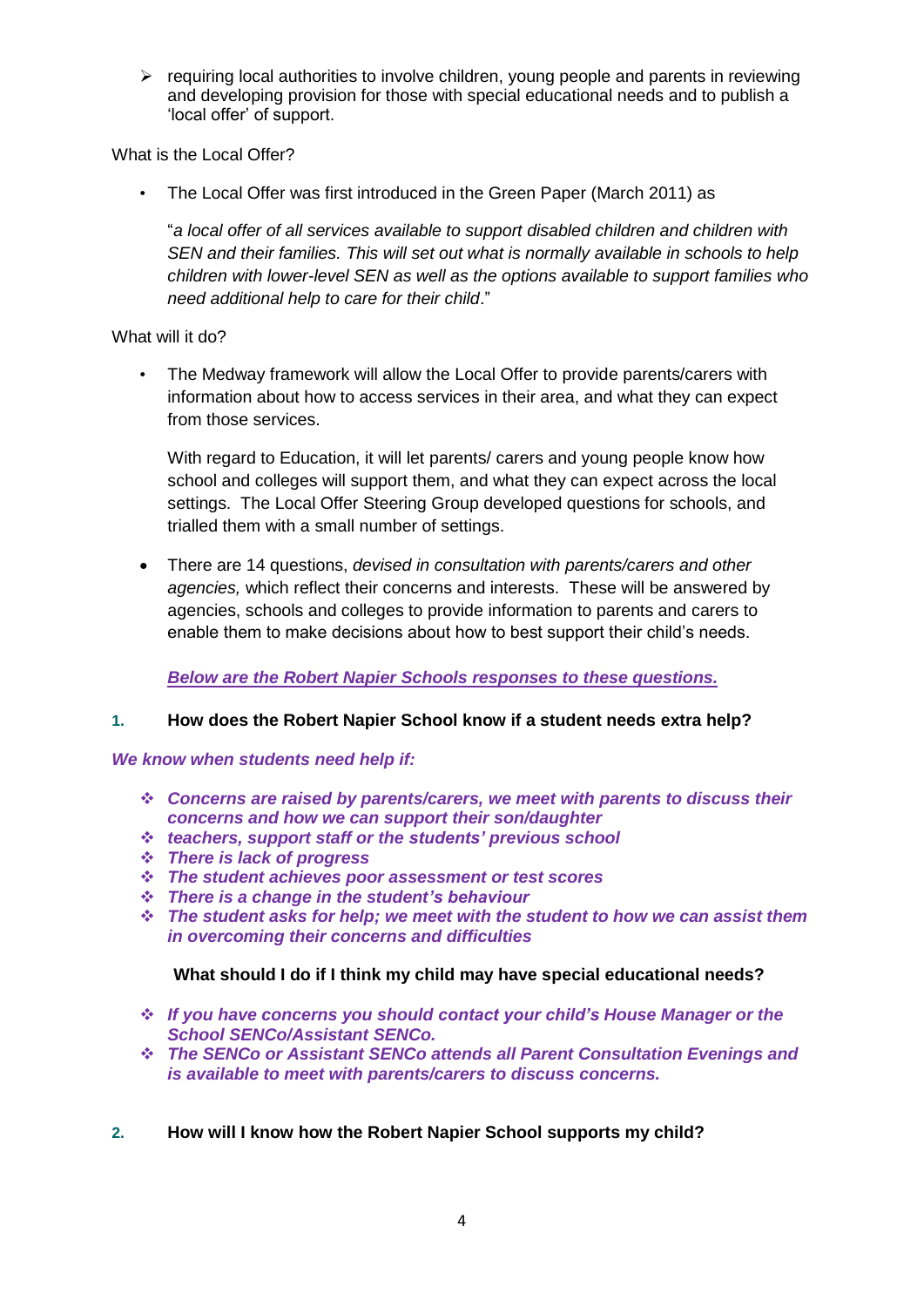- requiring local authorities to involve children, young people and parents in reviewing and developing provision for those with special educational needs and to publish a 'local offer' of support.

What is the Local Offer?

- The Local Offer was first introduced in the Green Paper (March 2011) as

  "*a local offer of all services available to support disabled children and children with SEN and their families. This will set out what is normally available in schools to help children with lower-level SEN as well as the options available to support families who need additional help to care for their child*."

What will it do?

- The Medway framework will allow the Local Offer to provide parents/carers with information about how to access services in their area, and what they can expect from those services.

  With regard to Education, it will let parents/ carers and young people know how school and colleges will support them, and what they can expect across the local settings. The Local Offer Steering Group developed questions for schools, and trialled them with a small number of settings.

- There are 14 questions, *devised in consultation with parents/carers and other agencies,* which reflect their concerns and interests. These will be answered by agencies, schools and colleges to provide information to parents and carers to enable them to make decisions about how to best support their child's needs.

  ***Below are the Robert Napier Schools responses to these questions.***

**1. How does the Robert Napier School know if a student needs extra help?**

***We know when students need help if:***

- ***Concerns are raised by parents/carers, we meet with parents to discuss their concerns and how we can support their son/daughter***
- ***teachers, support staff or the students' previous school***
- ***There is lack of progress***
- ***The student achieves poor assessment or test scores***
- ***There is a change in the student's behaviour***
- ***The student asks for help; we meet with the student to how we can assist them in overcoming their concerns and difficulties***

**What should I do if I think my child may have special educational needs?**

- ***If you have concerns you should contact your child's House Manager or the School SENCo/Assistant SENCo.***
- ***The SENCo or Assistant SENCo attends all Parent Consultation Evenings and is available to meet with parents/carers to discuss concerns.***

**2. How will I know how the Robert Napier School supports my child?**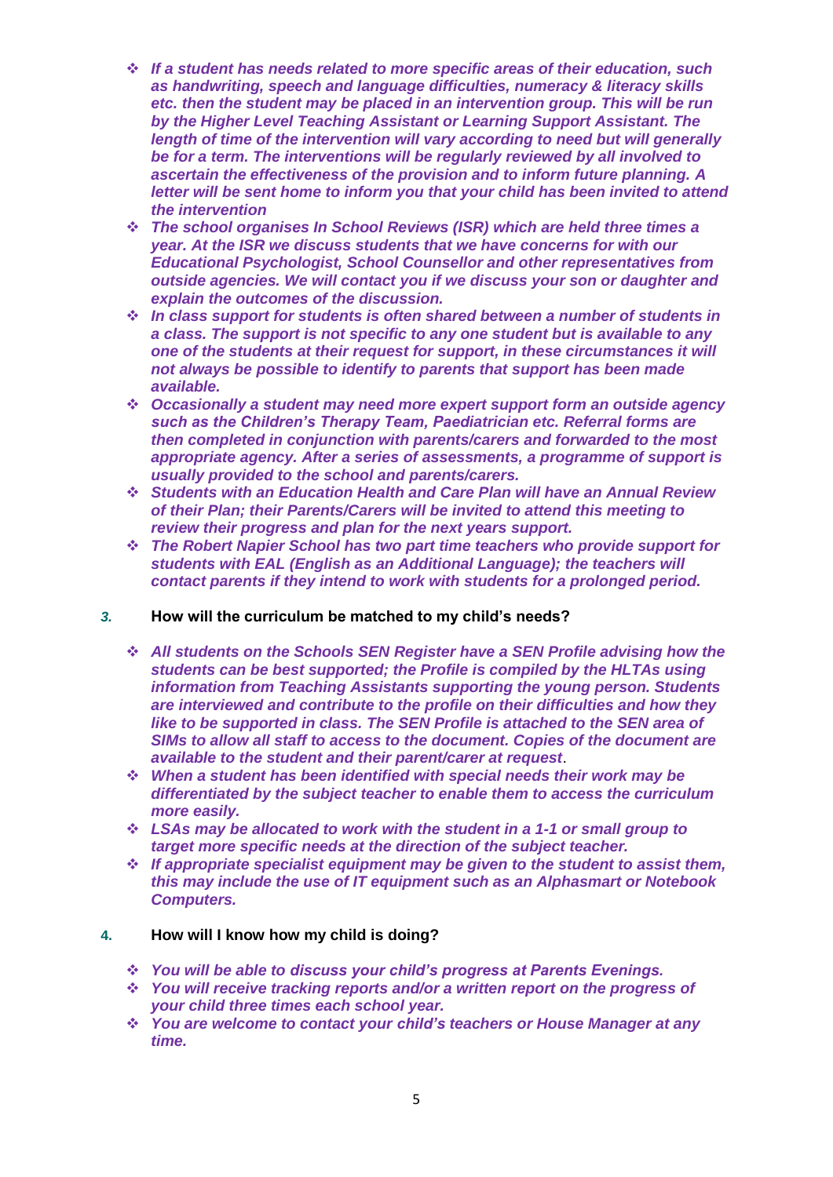- ***If a student has needs related to more specific areas of their education, such as handwriting, speech and language difficulties, numeracy & literacy skills etc. then the student may be placed in an intervention group. This will be run by the Higher Level Teaching Assistant or Learning Support Assistant. The length of time of the intervention will vary according to need but will generally be for a term. The interventions will be regularly reviewed by all involved to ascertain the effectiveness of the provision and to inform future planning. A letter will be sent home to inform you that your child has been invited to attend the intervention***
- ***The school organises In School Reviews (ISR) which are held three times a year. At the ISR we discuss students that we have concerns for with our Educational Psychologist, School Counsellor and other representatives from outside agencies. We will contact you if we discuss your son or daughter and explain the outcomes of the discussion.***
- ***In class support for students is often shared between a number of students in a class. The support is not specific to any one student but is available to any one of the students at their request for support, in these circumstances it will not always be possible to identify to parents that support has been made available.***
- ***Occasionally a student may need more expert support form an outside agency such as the Children's Therapy Team, Paediatrician etc. Referral forms are then completed in conjunction with parents/carers and forwarded to the most appropriate agency. After a series of assessments, a programme of support is usually provided to the school and parents/carers.***
- ***Students with an Education Health and Care Plan will have an Annual Review of their Plan; their Parents/Carers will be invited to attend this meeting to review their progress and plan for the next years support.***
- ***The Robert Napier School has two part time teachers who provide support for students with EAL (English as an Additional Language); the teachers will contact parents if they intend to work with students for a prolonged period.***

## *3.* How will the curriculum be matched to my child's needs?

- ***All students on the Schools SEN Register have a SEN Profile advising how the students can be best supported; the Profile is compiled by the HLTAs using information from Teaching Assistants supporting the young person. Students are interviewed and contribute to the profile on their difficulties and how they like to be supported in class. The SEN Profile is attached to the SEN area of SIMs to allow all staff to access to the document. Copies of the document are available to the student and their parent/carer at request***.
- ***When a student has been identified with special needs their work may be differentiated by the subject teacher to enable them to access the curriculum more easily.***
- ***LSAs may be allocated to work with the student in a 1-1 or small group to target more specific needs at the direction of the subject teacher.***
- ***If appropriate specialist equipment may be given to the student to assist them, this may include the use of IT equipment such as an Alphasmart or Notebook Computers.***

## 4. How will I know how my child is doing?

- ***You will be able to discuss your child's progress at Parents Evenings.***
- ***You will receive tracking reports and/or a written report on the progress of your child three times each school year.***
- ***You are welcome to contact your child's teachers or House Manager at any time.***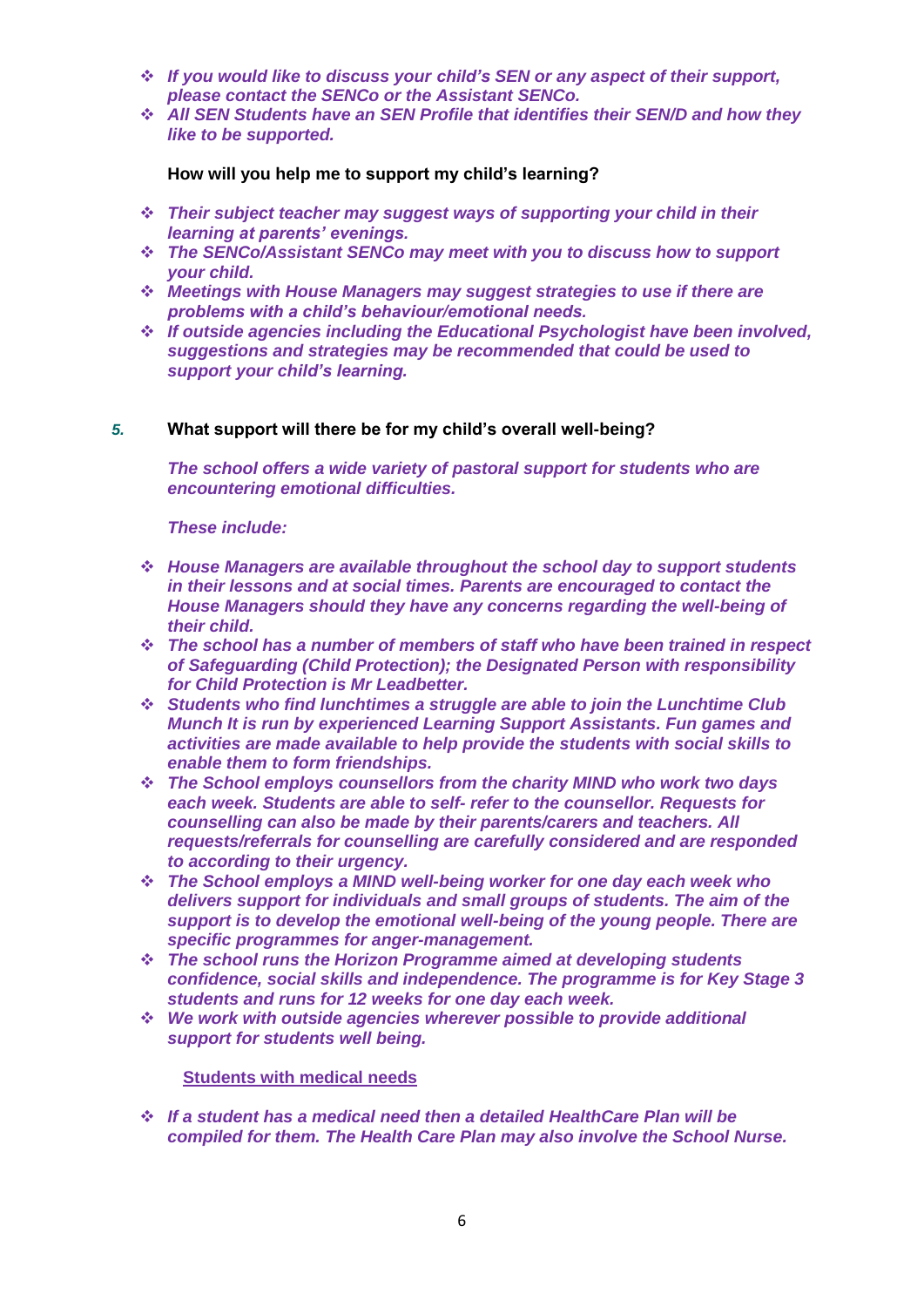- ***If you would like to discuss your child's SEN or any aspect of their support, please contact the SENCo or the Assistant SENCo.***
- ***All SEN Students have an SEN Profile that identifies their SEN/D and how they like to be supported.***

**How will you help me to support my child's learning?**

- ***Their subject teacher may suggest ways of supporting your child in their learning at parents' evenings.***
- ***The SENCo/Assistant SENCo may meet with you to discuss how to support your child.***
- ***Meetings with House Managers may suggest strategies to use if there are problems with a child's behaviour/emotional needs.***
- ***If outside agencies including the Educational Psychologist have been involved, suggestions and strategies may be recommended that could be used to support your child's learning.***

***5.*** **What support will there be for my child's overall well-being?**

***The school offers a wide variety of pastoral support for students who are encountering emotional difficulties.***

***These include:***

- ***House Managers are available throughout the school day to support students in their lessons and at social times. Parents are encouraged to contact the House Managers should they have any concerns regarding the well-being of their child.***
- ***The school has a number of members of staff who have been trained in respect of Safeguarding (Child Protection); the Designated Person with responsibility for Child Protection is Mr Leadbetter.***
- ***Students who find lunchtimes a struggle are able to join the Lunchtime Club Munch It is run by experienced Learning Support Assistants. Fun games and activities are made available to help provide the students with social skills to enable them to form friendships.***
- ***The School employs counsellors from the charity MIND who work two days each week. Students are able to self- refer to the counsellor. Requests for counselling can also be made by their parents/carers and teachers. All requests/referrals for counselling are carefully considered and are responded to according to their urgency.***
- ***The School employs a MIND well-being worker for one day each week who delivers support for individuals and small groups of students. The aim of the support is to develop the emotional well-being of the young people. There are specific programmes for anger-management.***
- ***The school runs the Horizon Programme aimed at developing students confidence, social skills and independence. The programme is for Key Stage 3 students and runs for 12 weeks for one day each week.***
- ***We work with outside agencies wherever possible to provide additional support for students well being.***

**<u>Students with medical needs</u>**

- ***If a student has a medical need then a detailed HealthCare Plan will be compiled for them. The Health Care Plan may also involve the School Nurse.***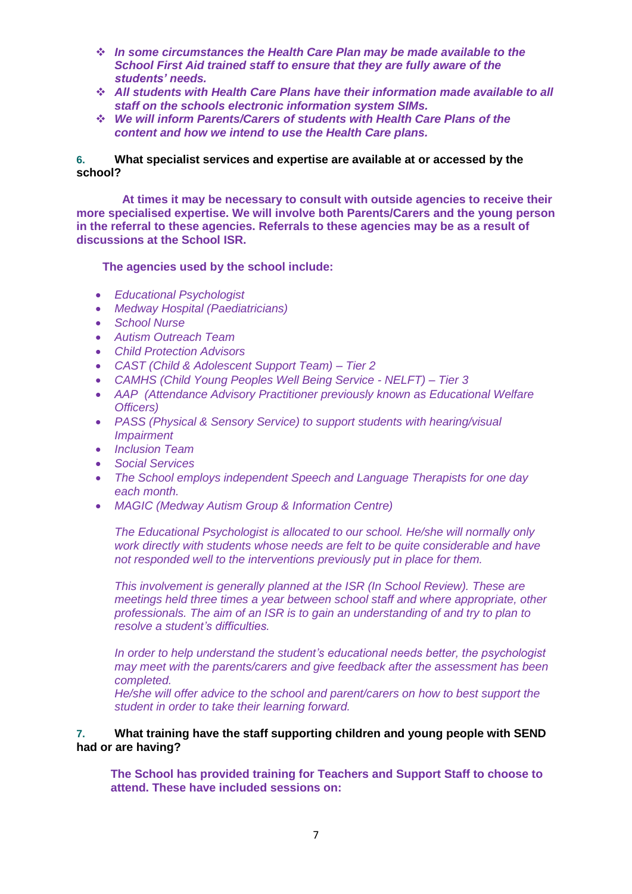- ***In some circumstances the Health Care Plan may be made available to the School First Aid trained staff to ensure that they are fully aware of the students' needs.***
- ***All students with Health Care Plans have their information made available to all staff on the schools electronic information system SIMs.***
- ***We will inform Parents/Carers of students with Health Care Plans of the content and how we intend to use the Health Care plans.***

**6. What specialist services and expertise are available at or accessed by the school?**

**At times it may be necessary to consult with outside agencies to receive their more specialised expertise. We will involve both Parents/Carers and the young person in the referral to these agencies. Referrals to these agencies may be as a result of discussions at the School ISR.**

**The agencies used by the school include:**

- *Educational Psychologist*
- *Medway Hospital (Paediatricians)*
- *School Nurse*
- *Autism Outreach Team*
- *Child Protection Advisors*
- *CAST (Child & Adolescent Support Team) – Tier 2*
- *CAMHS (Child Young Peoples Well Being Service - NELFT) – Tier 3*
- *AAP (Attendance Advisory Practitioner previously known as Educational Welfare Officers)*
- *PASS (Physical & Sensory Service) to support students with hearing/visual Impairment*
- *Inclusion Team*
- *Social Services*
- *The School employs independent Speech and Language Therapists for one day each month.*
- *MAGIC (Medway Autism Group & Information Centre)*

*The Educational Psychologist is allocated to our school. He/she will normally only work directly with students whose needs are felt to be quite considerable and have not responded well to the interventions previously put in place for them.*

*This involvement is generally planned at the ISR (In School Review). These are meetings held three times a year between school staff and where appropriate, other professionals. The aim of an ISR is to gain an understanding of and try to plan to resolve a student's difficulties.*

*In order to help understand the student's educational needs better, the psychologist may meet with the parents/carers and give feedback after the assessment has been completed.*
*He/she will offer advice to the school and parent/carers on how to best support the student in order to take their learning forward.*

**7. What training have the staff supporting children and young people with SEND had or are having?**

**The School has provided training for Teachers and Support Staff to choose to attend. These have included sessions on:**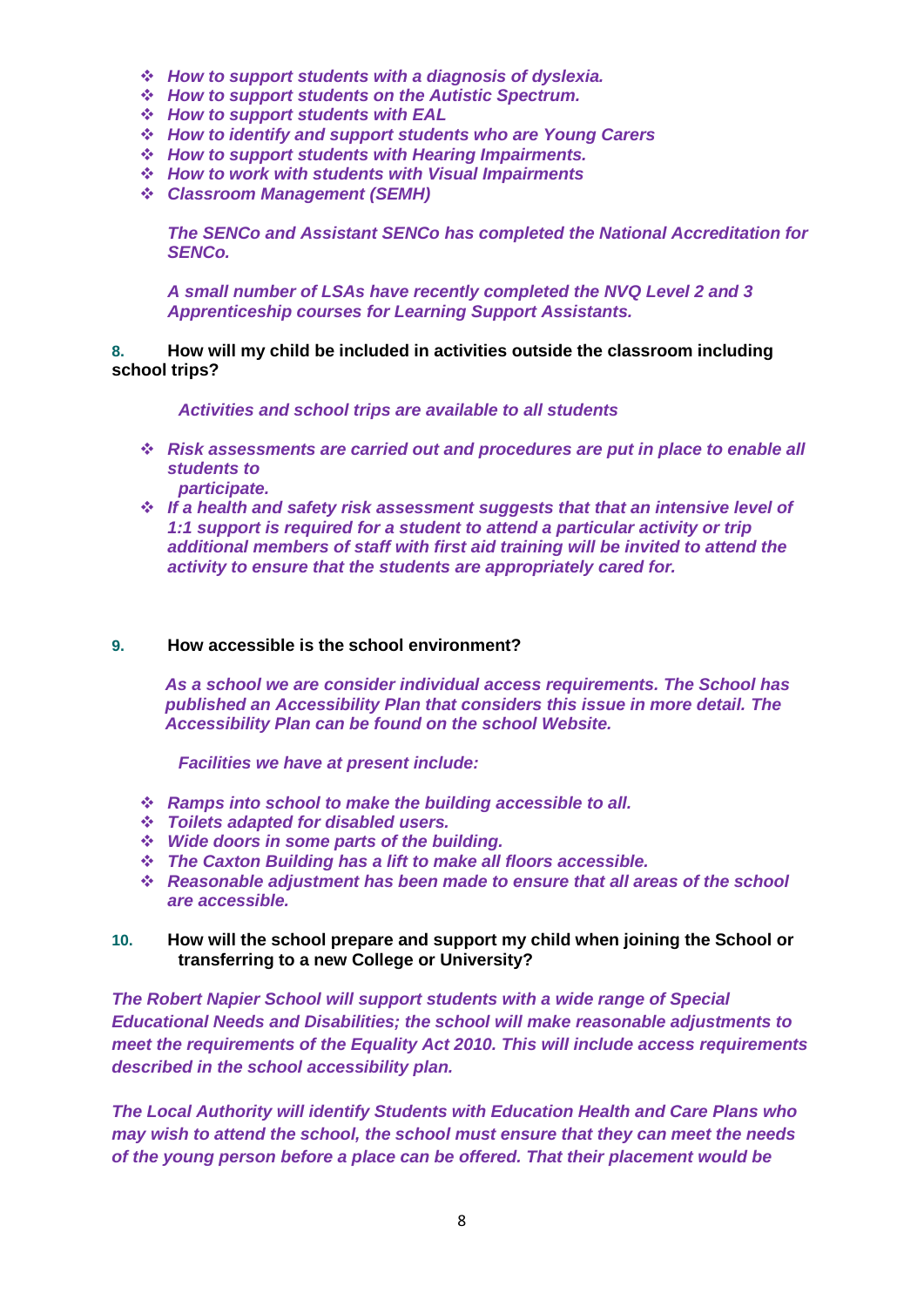- *How to support students with a diagnosis of dyslexia.*
- *How to support students on the Autistic Spectrum.*
- *How to support students with EAL*
- *How to identify and support students who are Young Carers*
- *How to support students with Hearing Impairments.*
- *How to work with students with Visual Impairments*
- *Classroom Management (SEMH)*

*The SENCo and Assistant SENCo has completed the National Accreditation for SENCo.*

*A small number of LSAs have recently completed the NVQ Level 2 and 3 Apprenticeship courses for Learning Support Assistants.*

**8. How will my child be included in activities outside the classroom including school trips?**

*Activities and school trips are available to all students*

- *Risk assessments are carried out and procedures are put in place to enable all students to participate.*
- *If a health and safety risk assessment suggests that that an intensive level of 1:1 support is required for a student to attend a particular activity or trip additional members of staff with first aid training will be invited to attend the activity to ensure that the students are appropriately cared for.*

**9. How accessible is the school environment?**

*As a school we are consider individual access requirements. The School has published an Accessibility Plan that considers this issue in more detail. The Accessibility Plan can be found on the school Website.*

*Facilities we have at present include:*

- *Ramps into school to make the building accessible to all.*
- *Toilets adapted for disabled users.*
- *Wide doors in some parts of the building.*
- *The Caxton Building has a lift to make all floors accessible.*
- *Reasonable adjustment has been made to ensure that all areas of the school are accessible.*

**10. How will the school prepare and support my child when joining the School or transferring to a new College or University?**

*The Robert Napier School will support students with a wide range of Special Educational Needs and Disabilities; the school will make reasonable adjustments to meet the requirements of the Equality Act 2010. This will include access requirements described in the school accessibility plan.*

*The Local Authority will identify Students with Education Health and Care Plans who may wish to attend the school, the school must ensure that they can meet the needs of the young person before a place can be offered. That their placement would be*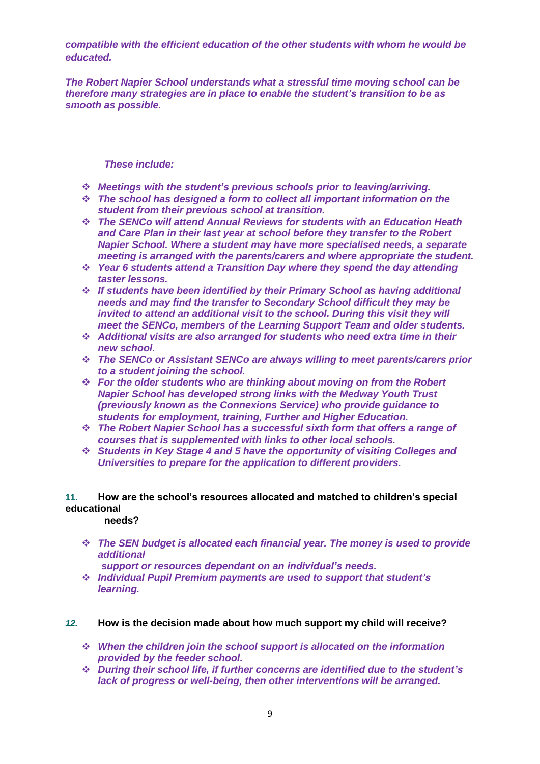*compatible with the efficient education of the other students with whom he would be educated.*

*The Robert Napier School understands what a stressful time moving school can be therefore many strategies are in place to enable the student's transition to be as smooth as possible.*

*These include:*

- *Meetings with the student's previous schools prior to leaving/arriving.*
- *The school has designed a form to collect all important information on the student from their previous school at transition.*
- *The SENCo will attend Annual Reviews for students with an Education Heath and Care Plan in their last year at school before they transfer to the Robert Napier School. Where a student may have more specialised needs, a separate meeting is arranged with the parents/carers and where appropriate the student.*
- *Year 6 students attend a Transition Day where they spend the day attending taster lessons.*
- *If students have been identified by their Primary School as having additional needs and may find the transfer to Secondary School difficult they may be invited to attend an additional visit to the school. During this visit they will meet the SENCo, members of the Learning Support Team and older students.*
- *Additional visits are also arranged for students who need extra time in their new school.*
- *The SENCo or Assistant SENCo are always willing to meet parents/carers prior to a student joining the school.*
- *For the older students who are thinking about moving on from the Robert Napier School has developed strong links with the Medway Youth Trust (previously known as the Connexions Service) who provide guidance to students for employment, training, Further and Higher Education.*
- *The Robert Napier School has a successful sixth form that offers a range of courses that is supplemented with links to other local schools.*
- *Students in Key Stage 4 and 5 have the opportunity of visiting Colleges and Universities to prepare for the application to different providers.*

**11. How are the school's resources allocated and matched to children's special educational needs?**

- *The SEN budget is allocated each financial year. The money is used to provide additional support or resources dependant on an individual's needs.*
- *Individual Pupil Premium payments are used to support that student's learning.*

**12. How is the decision made about how much support my child will receive?**

- *When the children join the school support is allocated on the information provided by the feeder school.*
- *During their school life, if further concerns are identified due to the student's lack of progress or well-being, then other interventions will be arranged.*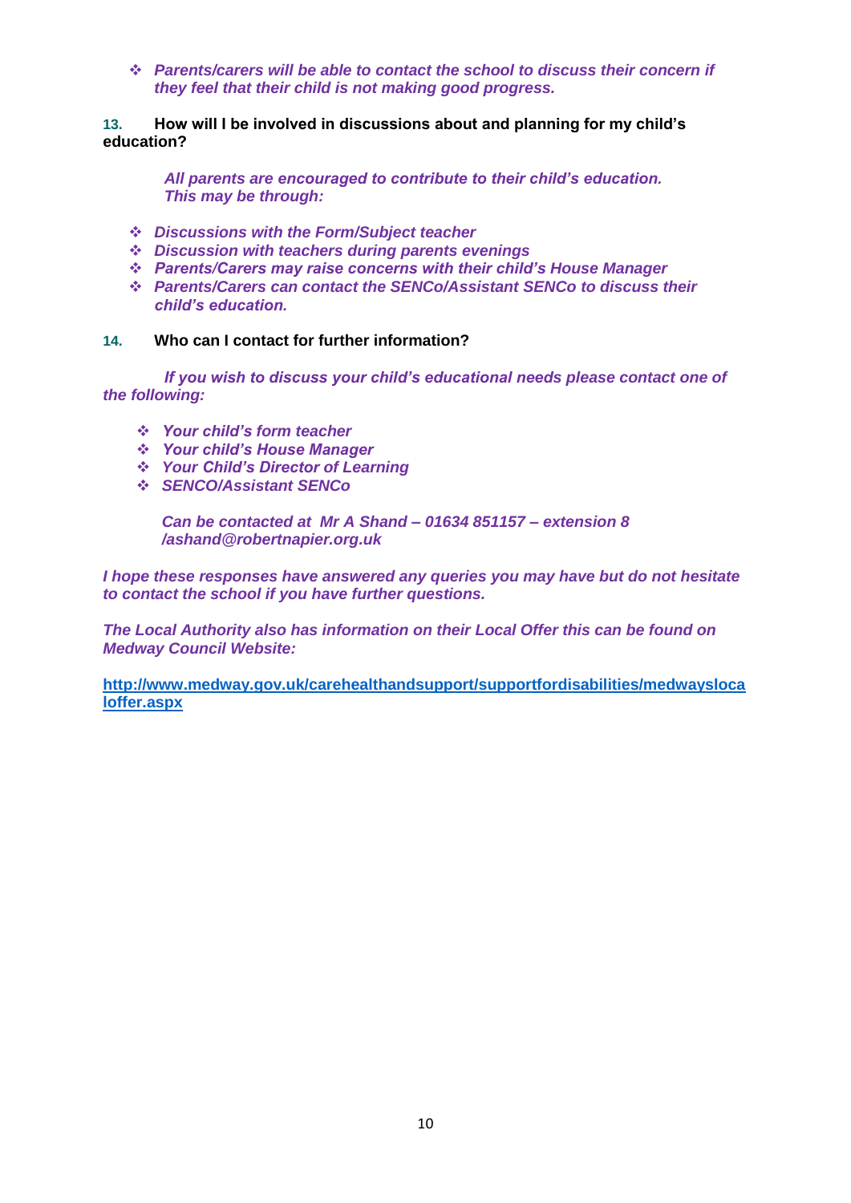- ***Parents/carers will be able to contact the school to discuss their concern if they feel that their child is not making good progress.***

**13. How will I be involved in discussions about and planning for my child's education?**

***All parents are encouraged to contribute to their child's education. This may be through:***

- ***Discussions with the Form/Subject teacher***
- ***Discussion with teachers during parents evenings***
- ***Parents/Carers may raise concerns with their child's House Manager***
- ***Parents/Carers can contact the SENCo/Assistant SENCo to discuss their child's education.***

**14. Who can I contact for further information?**

***If you wish to discuss your child's educational needs please contact one of the following:***

- ***Your child's form teacher***
- ***Your child's House Manager***
- ***Your Child's Director of Learning***
- ***SENCO/Assistant SENCo***

***Can be contacted at Mr A Shand – 01634 851157 – extension 8 /ashand@robertnapier.org.uk***

***I hope these responses have answered any queries you may have but do not hesitate to contact the school if you have further questions.***

***The Local Authority also has information on their Local Offer this can be found on Medway Council Website:***

**[http://www.medway.gov.uk/carehealthandsupport/supportfordisabilities/medwayslocaloffer.aspx](http://www.medway.gov.uk/carehealthandsupport/supportfordisabilities/medwayslocaloffer.aspx)**